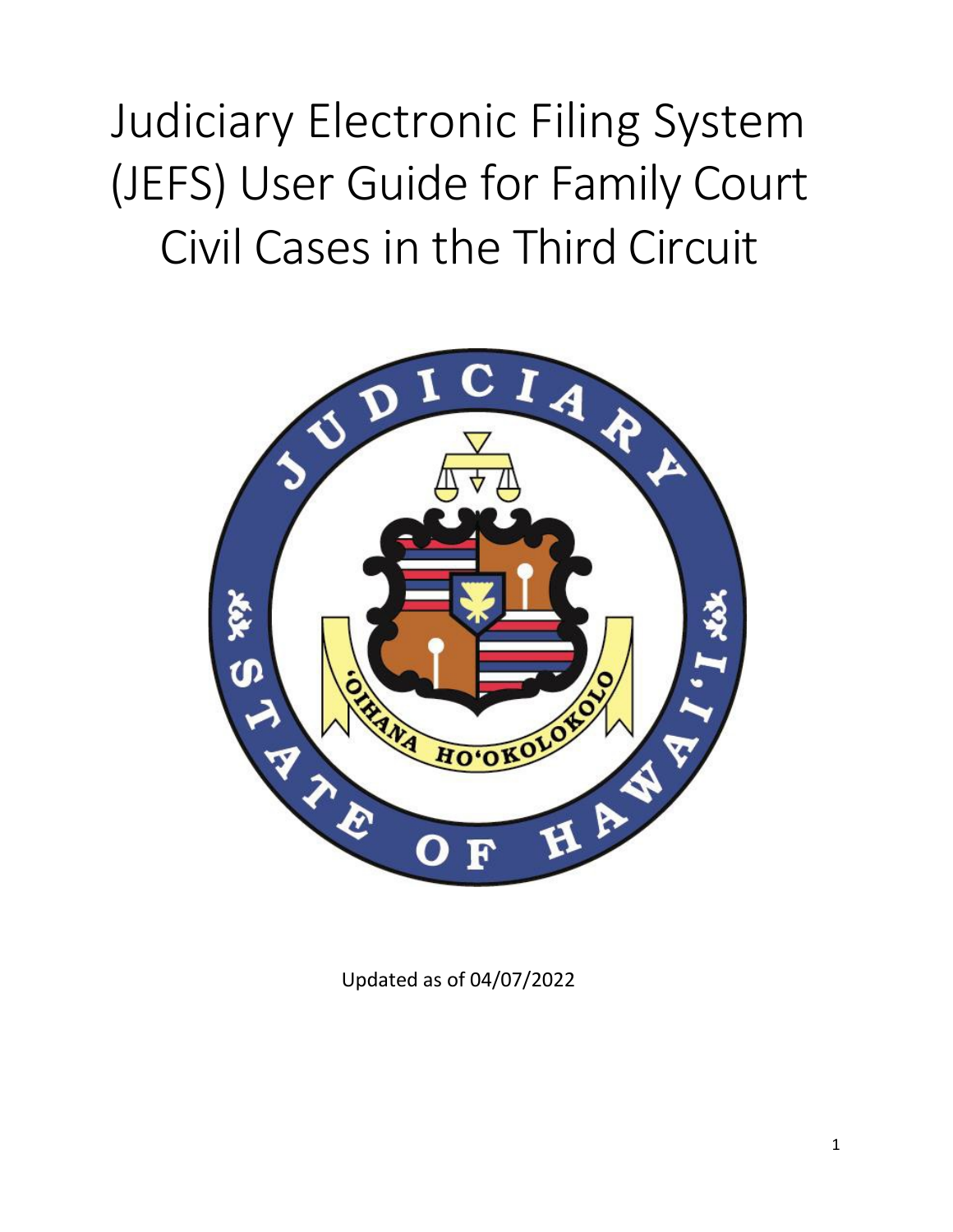# Judiciary Electronic Filing System (JEFS) User Guide for Family Court Civil Cases in the Third Circuit

Updated as of 04/07/2022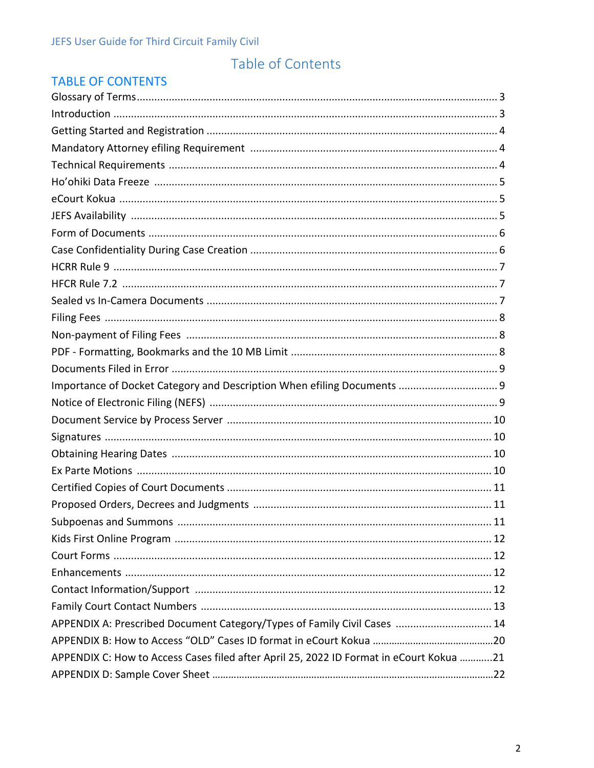# Table of Contents

## TABLE OF CONTENTS

Glossary of Terms ..... 3
Introduction ..... 3
Getting Started and Registration ..... 4
Mandatory Attorney efiling Requirement ..... 4
Technical Requirements ..... 4
Ho'ohiki Data Freeze ..... 5
eCourt Kokua ..... 5
JEFS Availability ..... 5
Form of Documents ..... 6
Case Confidentiality During Case Creation ..... 6
HCRR Rule 9 ..... 7
HFCR Rule 7.2 ..... 7
Sealed vs In-Camera Documents ..... 7
Filing Fees ..... 8
Non-payment of Filing Fees ..... 8
PDF - Formatting, Bookmarks and the 10 MB Limit ..... 8
Documents Filed in Error ..... 9
Importance of Docket Category and Description When efiling Documents ..... 9
Notice of Electronic Filing (NEFS) ..... 9
Document Service by Process Server ..... 10
Signatures ..... 10
Obtaining Hearing Dates ..... 10
Ex Parte Motions ..... 10
Certified Copies of Court Documents ..... 11
Proposed Orders, Decrees and Judgments ..... 11
Subpoenas and Summons ..... 11
Kids First Online Program ..... 12
Court Forms ..... 12
Enhancements ..... 12
Contact Information/Support ..... 12
Family Court Contact Numbers ..... 13
APPENDIX A: Prescribed Document Category/Types of Family Civil Cases ..... 14
APPENDIX B: How to Access "OLD" Cases ID format in eCourt Kokua ..... 20
APPENDIX C: How to Access Cases filed after April 25, 2022 ID Format in eCourt Kokua ..... 21
APPENDIX D: Sample Cover Sheet ..... 22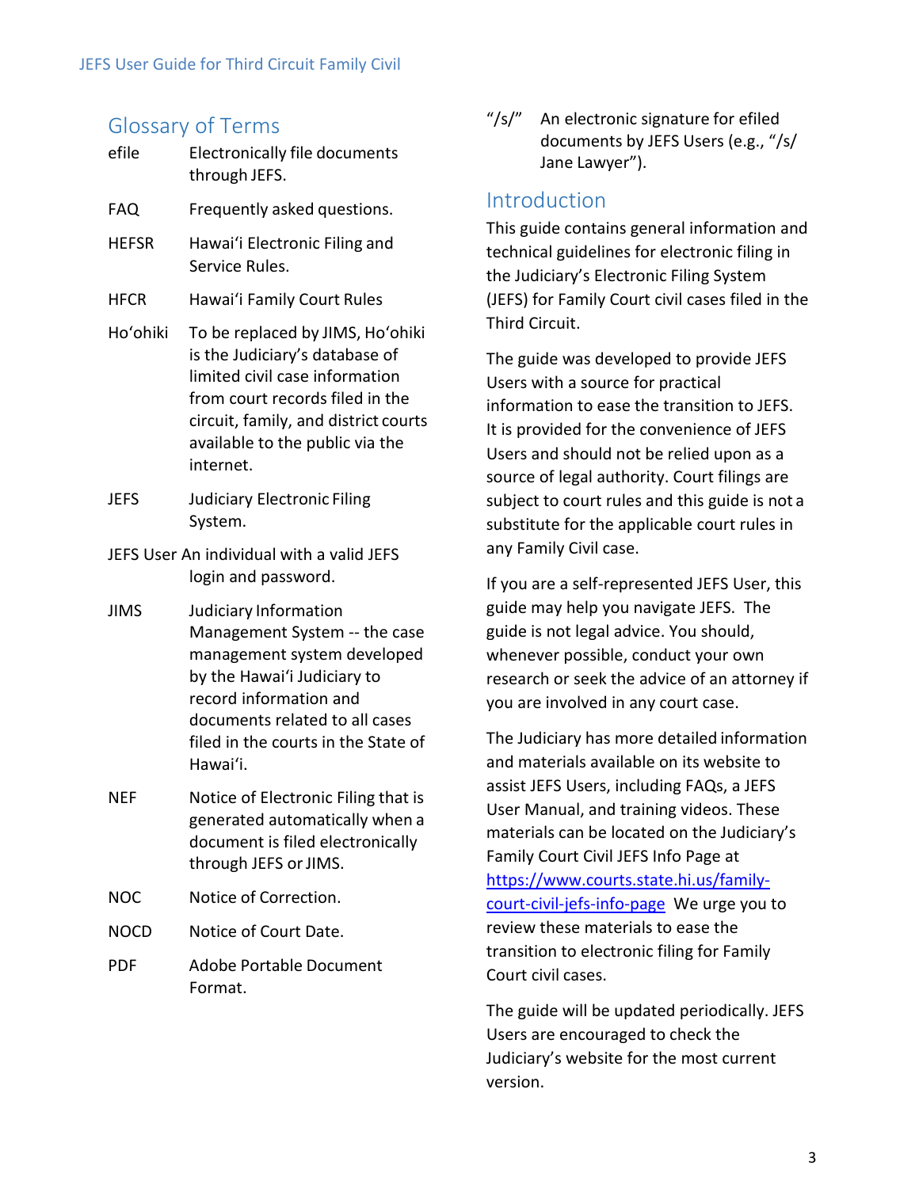## Glossary of Terms

| | |
|---|---|
| efile | Electronically file documents through JEFS. |
| FAQ | Frequently asked questions. |
| HEFSR | Hawai'i Electronic Filing and Service Rules. |
| HFCR | Hawai'i Family Court Rules |
| Ho'ohiki | To be replaced by JIMS, Ho'ohiki is the Judiciary's database of limited civil case information from court records filed in the circuit, family, and district courts available to the public via the internet. |
| JEFS | Judiciary Electronic Filing System. |
| JEFS User | An individual with a valid JEFS login and password. |
| JIMS | Judiciary Information Management System -- the case management system developed by the Hawai'i Judiciary to record information and documents related to all cases filed in the courts in the State of Hawai'i. |
| NEF | Notice of Electronic Filing that is generated automatically when a document is filed electronically through JEFS or JIMS. |
| NOC | Notice of Correction. |
| NOCD | Notice of Court Date. |
| PDF | Adobe Portable Document Format. |
| "/s/" | An electronic signature for efiled documents by JEFS Users (e.g., "/s/ Jane Lawyer"). |

## Introduction

This guide contains general information and technical guidelines for electronic filing in the Judiciary's Electronic Filing System (JEFS) for Family Court civil cases filed in the Third Circuit.

The guide was developed to provide JEFS Users with a source for practical information to ease the transition to JEFS. It is provided for the convenience of JEFS Users and should not be relied upon as a source of legal authority. Court filings are subject to court rules and this guide is not a substitute for the applicable court rules in any Family Civil case.

If you are a self-represented JEFS User, this guide may help you navigate JEFS. The guide is not legal advice. You should, whenever possible, conduct your own research or seek the advice of an attorney if you are involved in any court case.

The Judiciary has more detailed information and materials available on its website to assist JEFS Users, including FAQs, a JEFS User Manual, and training videos. These materials can be located on the Judiciary's Family Court Civil JEFS Info Page at https://www.courts.state.hi.us/family-court-civil-jefs-info-page We urge you to review these materials to ease the transition to electronic filing for Family Court civil cases.

The guide will be updated periodically. JEFS Users are encouraged to check the Judiciary's website for the most current version.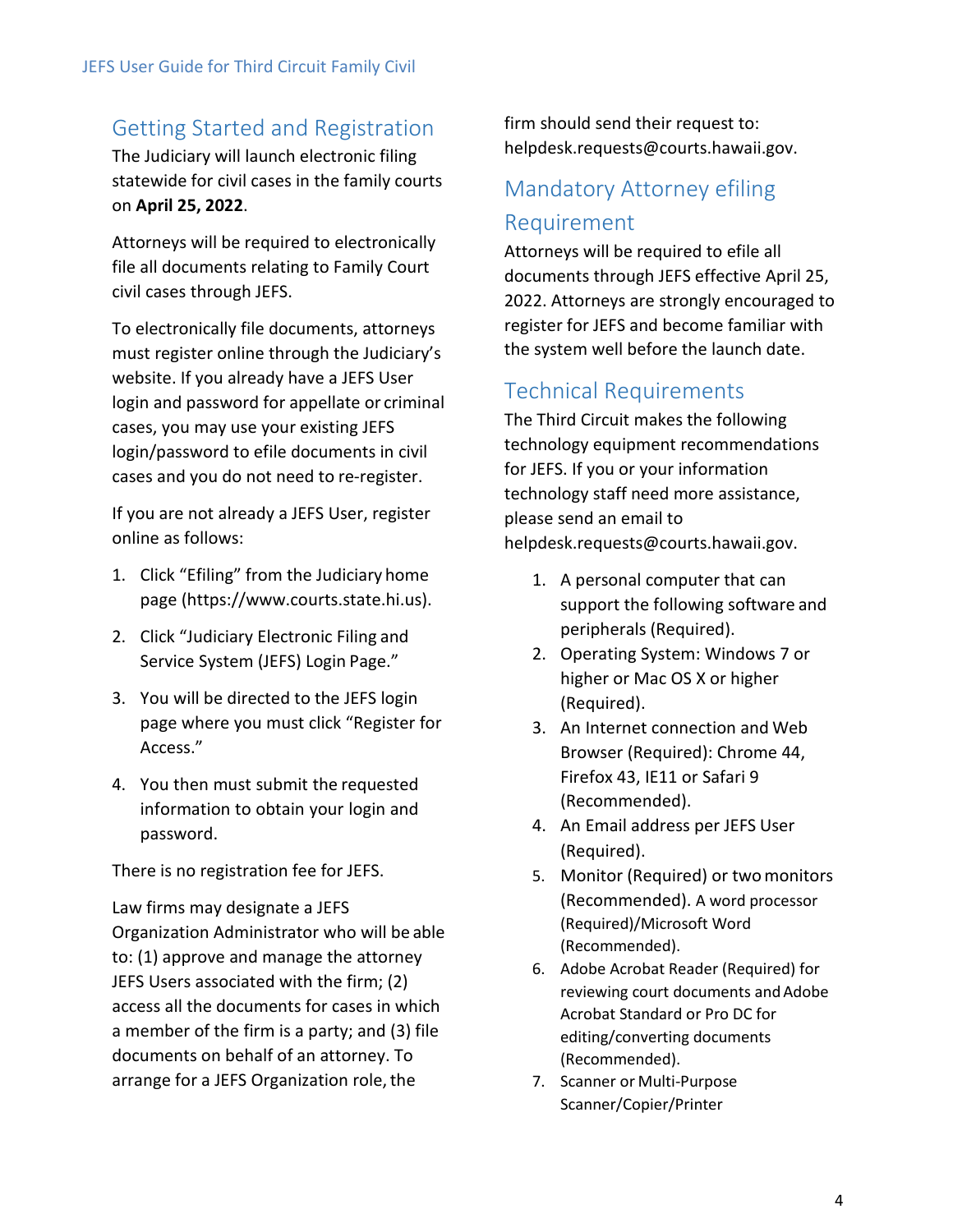## Getting Started and Registration

The Judiciary will launch electronic filing statewide for civil cases in the family courts on **April 25, 2022**.

Attorneys will be required to electronically file all documents relating to Family Court civil cases through JEFS.

To electronically file documents, attorneys must register online through the Judiciary's website. If you already have a JEFS User login and password for appellate or criminal cases, you may use your existing JEFS login/password to efile documents in civil cases and you do not need to re-register.

If you are not already a JEFS User, register online as follows:

1. Click "Efiling" from the Judiciary home page (https://www.courts.state.hi.us).
2. Click "Judiciary Electronic Filing and Service System (JEFS) Login Page."
3. You will be directed to the JEFS login page where you must click "Register for Access."
4. You then must submit the requested information to obtain your login and password.

There is no registration fee for JEFS.

Law firms may designate a JEFS Organization Administrator who will be able to: (1) approve and manage the attorney JEFS Users associated with the firm; (2) access all the documents for cases in which a member of the firm is a party; and (3) file documents on behalf of an attorney. To arrange for a JEFS Organization role, the firm should send their request to: helpdesk.requests@courts.hawaii.gov.

## Mandatory Attorney efiling Requirement

Attorneys will be required to efile all documents through JEFS effective April 25, 2022. Attorneys are strongly encouraged to register for JEFS and become familiar with the system well before the launch date.

## Technical Requirements

The Third Circuit makes the following technology equipment recommendations for JEFS. If you or your information technology staff need more assistance, please send an email to helpdesk.requests@courts.hawaii.gov.

1. A personal computer that can support the following software and peripherals (Required).
2. Operating System: Windows 7 or higher or Mac OS X or higher (Required).
3. An Internet connection and Web Browser (Required): Chrome 44, Firefox 43, IE11 or Safari 9 (Recommended).
4. An Email address per JEFS User (Required).
5. Monitor (Required) or two monitors (Recommended). A word processor (Required)/Microsoft Word (Recommended).
6. Adobe Acrobat Reader (Required) for reviewing court documents and Adobe Acrobat Standard or Pro DC for editing/converting documents (Recommended).
7. Scanner or Multi-Purpose Scanner/Copier/Printer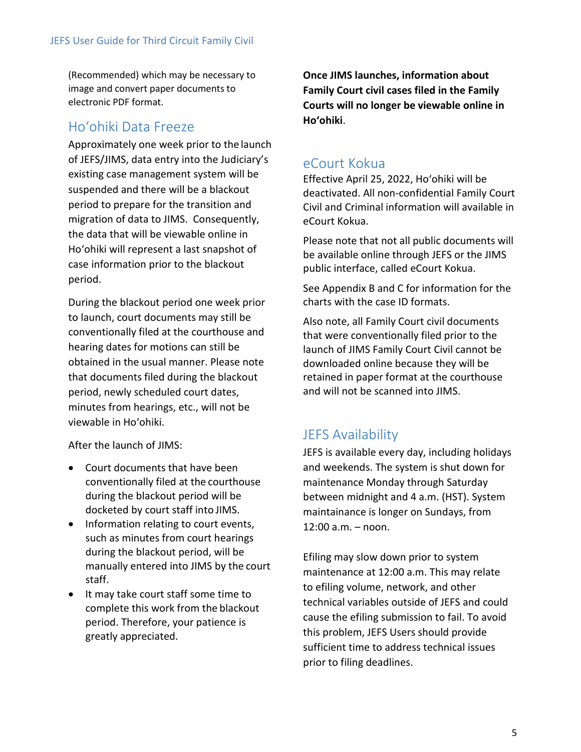(Recommended) which may be necessary to image and convert paper documents to electronic PDF format.

## Hoʻohiki Data Freeze

Approximately one week prior to the launch of JEFS/JIMS, data entry into the Judiciary's existing case management system will be suspended and there will be a blackout period to prepare for the transition and migration of data to JIMS. Consequently, the data that will be viewable online in Hoʻohiki will represent a last snapshot of case information prior to the blackout period.

During the blackout period one week prior to launch, court documents may still be conventionally filed at the courthouse and hearing dates for motions can still be obtained in the usual manner. Please note that documents filed during the blackout period, newly scheduled court dates, minutes from hearings, etc., will not be viewable in Hoʻohiki.

After the launch of JIMS:

- Court documents that have been conventionally filed at the courthouse during the blackout period will be docketed by court staff into JIMS.
- Information relating to court events, such as minutes from court hearings during the blackout period, will be manually entered into JIMS by the court staff.
- It may take court staff some time to complete this work from the blackout period. Therefore, your patience is greatly appreciated.

**Once JIMS launches, information about Family Court civil cases filed in the Family Courts will no longer be viewable online in Hoʻohiki**.

## eCourt Kokua

Effective April 25, 2022, Hoʻohiki will be deactivated. All non-confidential Family Court Civil and Criminal information will available in eCourt Kokua.

Please note that not all public documents will be available online through JEFS or the JIMS public interface, called eCourt Kokua.

See Appendix B and C for information for the charts with the case ID formats.

Also note, all Family Court civil documents that were conventionally filed prior to the launch of JIMS Family Court Civil cannot be downloaded online because they will be retained in paper format at the courthouse and will not be scanned into JIMS.

## JEFS Availability

JEFS is available every day, including holidays and weekends. The system is shut down for maintenance Monday through Saturday between midnight and 4 a.m. (HST). System maintainance is longer on Sundays, from 12:00 a.m. – noon.

Efiling may slow down prior to system maintenance at 12:00 a.m. This may relate to efiling volume, network, and other technical variables outside of JEFS and could cause the efiling submission to fail. To avoid this problem, JEFS Users should provide sufficient time to address technical issues prior to filing deadlines.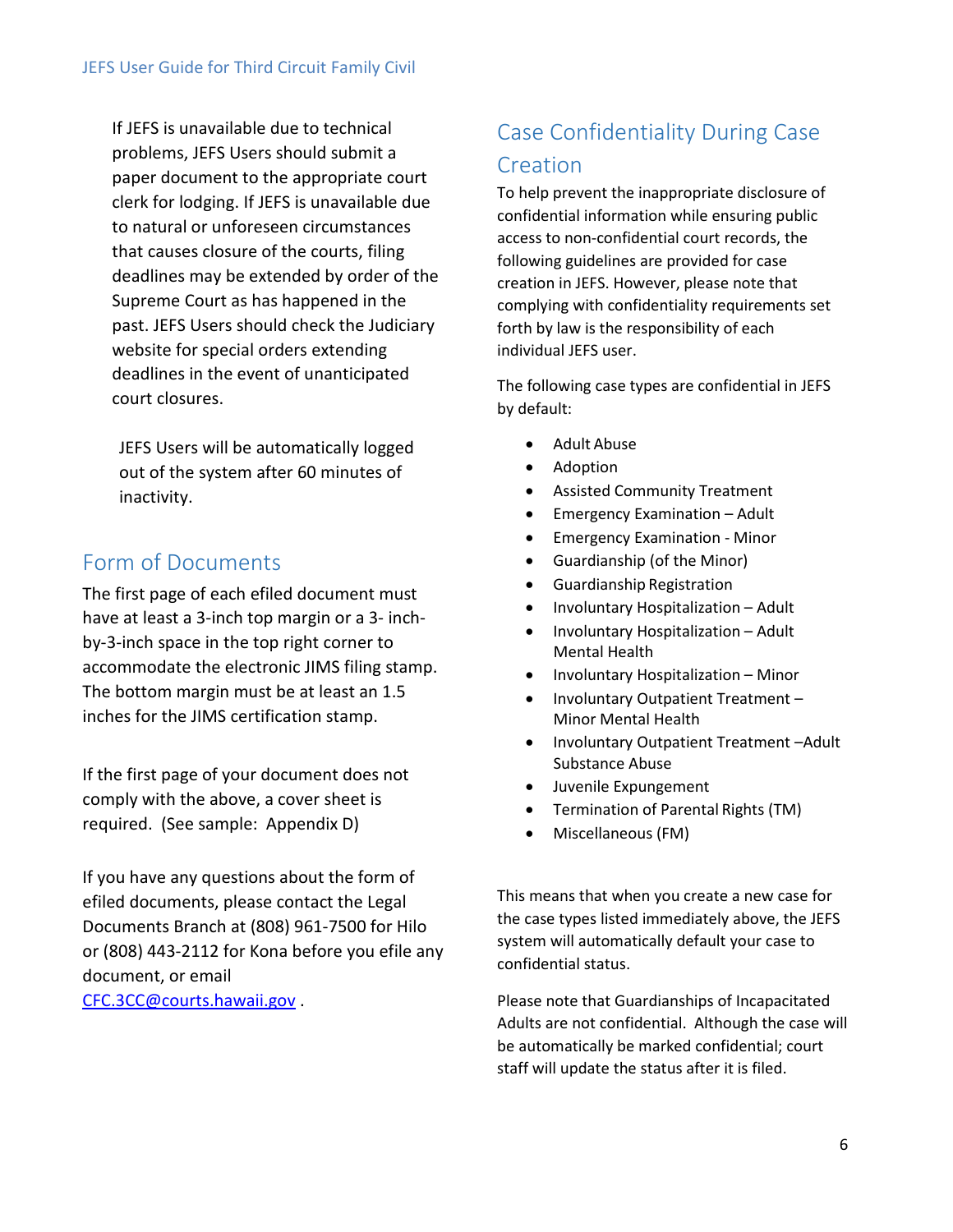If JEFS is unavailable due to technical problems, JEFS Users should submit a paper document to the appropriate court clerk for lodging. If JEFS is unavailable due to natural or unforeseen circumstances that causes closure of the courts, filing deadlines may be extended by order of the Supreme Court as has happened in the past. JEFS Users should check the Judiciary website for special orders extending deadlines in the event of unanticipated court closures.

JEFS Users will be automatically logged out of the system after 60 minutes of inactivity.

## Form of Documents

The first page of each efiled document must have at least a 3-inch top margin or a 3- inch-by-3-inch space in the top right corner to accommodate the electronic JIMS filing stamp. The bottom margin must be at least an 1.5 inches for the JIMS certification stamp.

If the first page of your document does not comply with the above, a cover sheet is required. (See sample: Appendix D)

If you have any questions about the form of efiled documents, please contact the Legal Documents Branch at (808) 961-7500 for Hilo or (808) 443-2112 for Kona before you efile any document, or email CFC.3CC@courts.hawaii.gov .

## Case Confidentiality During Case Creation

To help prevent the inappropriate disclosure of confidential information while ensuring public access to non-confidential court records, the following guidelines are provided for case creation in JEFS. However, please note that complying with confidentiality requirements set forth by law is the responsibility of each individual JEFS user.

The following case types are confidential in JEFS by default:

- Adult Abuse
- Adoption
- Assisted Community Treatment
- Emergency Examination – Adult
- Emergency Examination - Minor
- Guardianship (of the Minor)
- Guardianship Registration
- Involuntary Hospitalization – Adult
- Involuntary Hospitalization – Adult Mental Health
- Involuntary Hospitalization – Minor
- Involuntary Outpatient Treatment – Minor Mental Health
- Involuntary Outpatient Treatment –Adult Substance Abuse
- Juvenile Expungement
- Termination of Parental Rights (TM)
- Miscellaneous (FM)

This means that when you create a new case for the case types listed immediately above, the JEFS system will automatically default your case to confidential status.

Please note that Guardianships of Incapacitated Adults are not confidential. Although the case will be automatically be marked confidential; court staff will update the status after it is filed.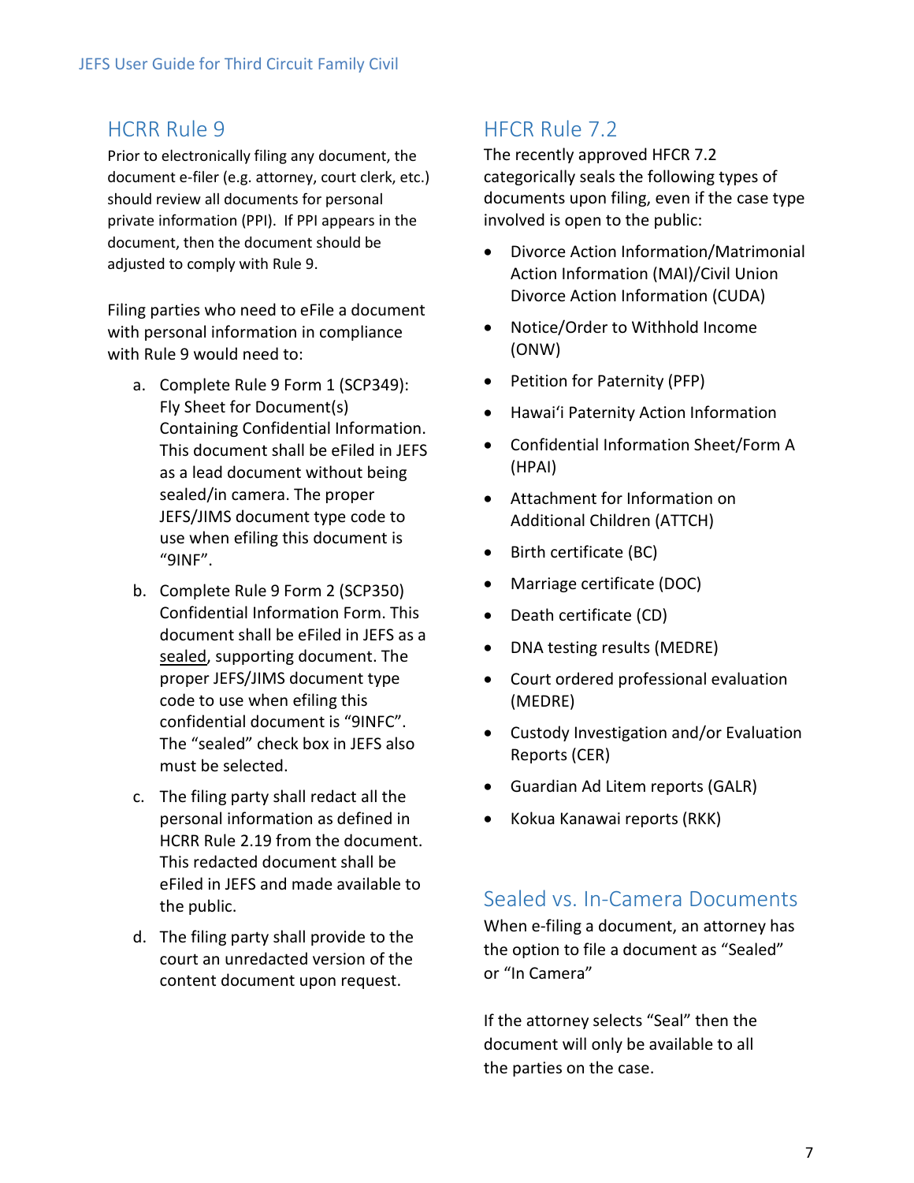## HCRR Rule 9

Prior to electronically filing any document, the document e-filer (e.g. attorney, court clerk, etc.) should review all documents for personal private information (PPI). If PPI appears in the document, then the document should be adjusted to comply with Rule 9.

Filing parties who need to eFile a document with personal information in compliance with Rule 9 would need to:

a. Complete Rule 9 Form 1 (SCP349): Fly Sheet for Document(s) Containing Confidential Information. This document shall be eFiled in JEFS as a lead document without being sealed/in camera. The proper JEFS/JIMS document type code to use when efiling this document is "9INF".

b. Complete Rule 9 Form 2 (SCP350) Confidential Information Form. This document shall be eFiled in JEFS as a <u>sealed</u>, supporting document. The proper JEFS/JIMS document type code to use when efiling this confidential document is "9INFC". The "sealed" check box in JEFS also must be selected.

c. The filing party shall redact all the personal information as defined in HCRR Rule 2.19 from the document. This redacted document shall be eFiled in JEFS and made available to the public.

d. The filing party shall provide to the court an unredacted version of the content document upon request.

## HFCR Rule 7.2

The recently approved HFCR 7.2 categorically seals the following types of documents upon filing, even if the case type involved is open to the public:

- Divorce Action Information/Matrimonial Action Information (MAI)/Civil Union Divorce Action Information (CUDA)
- Notice/Order to Withhold Income (ONW)
- Petition for Paternity (PFP)
- Hawaiʻi Paternity Action Information
- Confidential Information Sheet/Form A (HPAI)
- Attachment for Information on Additional Children (ATTCH)
- Birth certificate (BC)
- Marriage certificate (DOC)
- Death certificate (CD)
- DNA testing results (MEDRE)
- Court ordered professional evaluation (MEDRE)
- Custody Investigation and/or Evaluation Reports (CER)
- Guardian Ad Litem reports (GALR)
- Kokua Kanawai reports (RKK)

## Sealed vs. In-Camera Documents

When e-filing a document, an attorney has the option to file a document as "Sealed" or "In Camera"

If the attorney selects "Seal" then the document will only be available to all the parties on the case.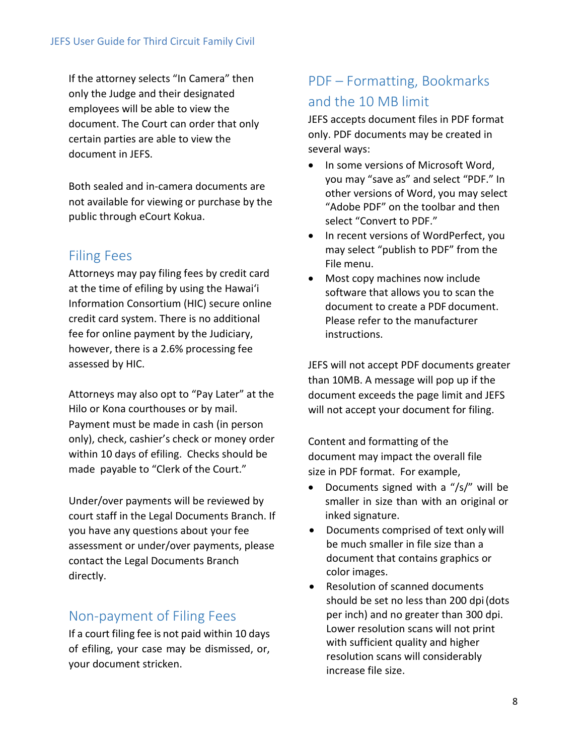If the attorney selects "In Camera" then only the Judge and their designated employees will be able to view the document. The Court can order that only certain parties are able to view the document in JEFS.

Both sealed and in-camera documents are not available for viewing or purchase by the public through eCourt Kokua.

## Filing Fees

Attorneys may pay filing fees by credit card at the time of efiling by using the Hawai'i Information Consortium (HIC) secure online credit card system. There is no additional fee for online payment by the Judiciary, however, there is a 2.6% processing fee assessed by HIC.

Attorneys may also opt to "Pay Later" at the Hilo or Kona courthouses or by mail. Payment must be made in cash (in person only), check, cashier's check or money order within 10 days of efiling. Checks should be made payable to "Clerk of the Court."

Under/over payments will be reviewed by court staff in the Legal Documents Branch. If you have any questions about your fee assessment or under/over payments, please contact the Legal Documents Branch directly.

## Non-payment of Filing Fees

If a court filing fee is not paid within 10 days of efiling, your case may be dismissed, or, your document stricken.

## PDF – Formatting, Bookmarks and the 10 MB limit

JEFS accepts document files in PDF format only. PDF documents may be created in several ways:

- In some versions of Microsoft Word, you may "save as" and select "PDF." In other versions of Word, you may select "Adobe PDF" on the toolbar and then select "Convert to PDF."
- In recent versions of WordPerfect, you may select "publish to PDF" from the File menu.
- Most copy machines now include software that allows you to scan the document to create a PDF document. Please refer to the manufacturer instructions.

JEFS will not accept PDF documents greater than 10MB. A message will pop up if the document exceeds the page limit and JEFS will not accept your document for filing.

Content and formatting of the document may impact the overall file size in PDF format. For example,

- Documents signed with a "/s/" will be smaller in size than with an original or inked signature.
- Documents comprised of text only will be much smaller in file size than a document that contains graphics or color images.
- Resolution of scanned documents should be set no less than 200 dpi (dots per inch) and no greater than 300 dpi. Lower resolution scans will not print with sufficient quality and higher resolution scans will considerably increase file size.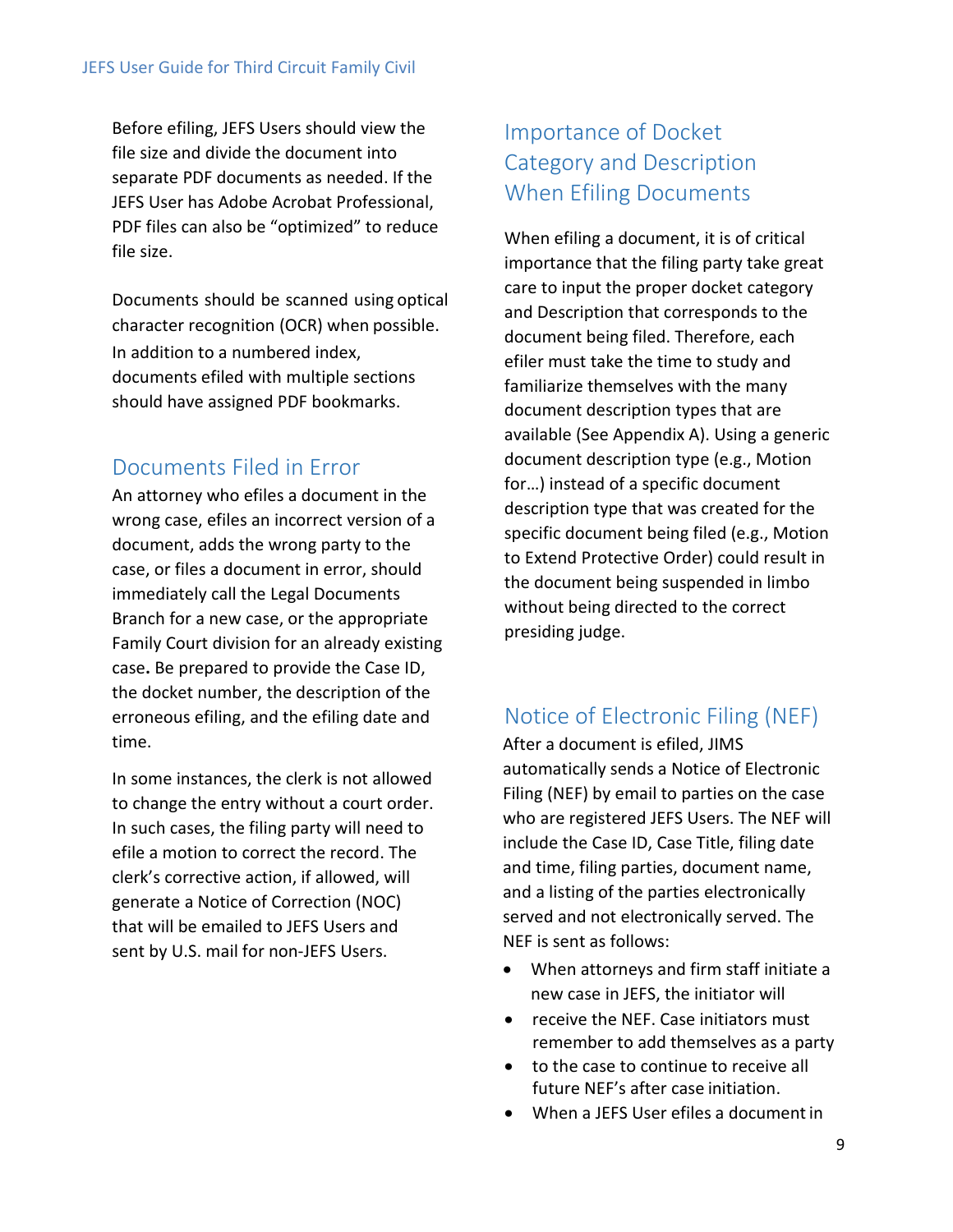Before efiling, JEFS Users should view the file size and divide the document into separate PDF documents as needed. If the JEFS User has Adobe Acrobat Professional, PDF files can also be "optimized" to reduce file size.

Documents should be scanned using optical character recognition (OCR) when possible. In addition to a numbered index, documents efiled with multiple sections should have assigned PDF bookmarks.

## Documents Filed in Error

An attorney who efiles a document in the wrong case, efiles an incorrect version of a document, adds the wrong party to the case, or files a document in error, should immediately call the Legal Documents Branch for a new case, or the appropriate Family Court division for an already existing case**.** Be prepared to provide the Case ID, the docket number, the description of the erroneous efiling, and the efiling date and time.

In some instances, the clerk is not allowed to change the entry without a court order. In such cases, the filing party will need to efile a motion to correct the record. The clerk's corrective action, if allowed, will generate a Notice of Correction (NOC) that will be emailed to JEFS Users and sent by U.S. mail for non-JEFS Users.

## Importance of Docket Category and Description When Efiling Documents

When efiling a document, it is of critical importance that the filing party take great care to input the proper docket category and Description that corresponds to the document being filed. Therefore, each efiler must take the time to study and familiarize themselves with the many document description types that are available (See Appendix A). Using a generic document description type (e.g., Motion for…) instead of a specific document description type that was created for the specific document being filed (e.g., Motion to Extend Protective Order) could result in the document being suspended in limbo without being directed to the correct presiding judge.

## Notice of Electronic Filing (NEF)

After a document is efiled, JIMS automatically sends a Notice of Electronic Filing (NEF) by email to parties on the case who are registered JEFS Users. The NEF will include the Case ID, Case Title, filing date and time, filing parties, document name, and a listing of the parties electronically served and not electronically served. The NEF is sent as follows:

- When attorneys and firm staff initiate a new case in JEFS, the initiator will
- receive the NEF. Case initiators must remember to add themselves as a party
- to the case to continue to receive all future NEF's after case initiation.
- When a JEFS User efiles a document in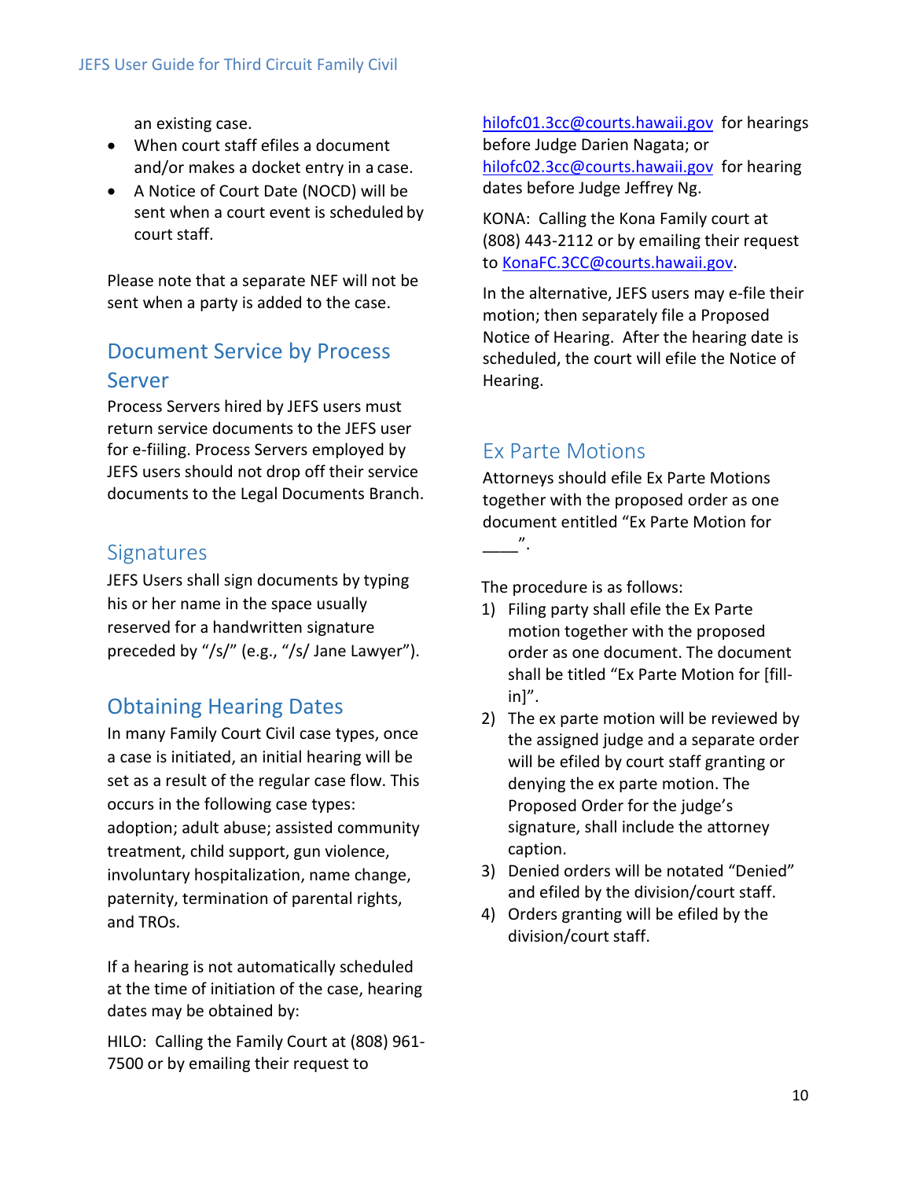an existing case.

- When court staff efiles a document and/or makes a docket entry in a case.
- A Notice of Court Date (NOCD) will be sent when a court event is scheduled by court staff.

Please note that a separate NEF will not be sent when a party is added to the case.

## Document Service by Process Server

Process Servers hired by JEFS users must return service documents to the JEFS user for e-fiiling. Process Servers employed by JEFS users should not drop off their service documents to the Legal Documents Branch.

## Signatures

JEFS Users shall sign documents by typing his or her name in the space usually reserved for a handwritten signature preceded by "/s/" (e.g., "/s/ Jane Lawyer").

## Obtaining Hearing Dates

In many Family Court Civil case types, once a case is initiated, an initial hearing will be set as a result of the regular case flow. This occurs in the following case types: adoption; adult abuse; assisted community treatment, child support, gun violence, involuntary hospitalization, name change, paternity, termination of parental rights, and TROs.

If a hearing is not automatically scheduled at the time of initiation of the case, hearing dates may be obtained by:

HILO: Calling the Family Court at (808) 961-7500 or by emailing their request to hilofc01.3cc@courts.hawaii.gov for hearings before Judge Darien Nagata; or hilofc02.3cc@courts.hawaii.gov for hearing dates before Judge Jeffrey Ng.

KONA: Calling the Kona Family court at (808) 443-2112 or by emailing their request to KonaFC.3CC@courts.hawaii.gov.

In the alternative, JEFS users may e-file their motion; then separately file a Proposed Notice of Hearing. After the hearing date is scheduled, the court will efile the Notice of Hearing.

## Ex Parte Motions

Attorneys should efile Ex Parte Motions together with the proposed order as one document entitled "Ex Parte Motion for ____".

The procedure is as follows:

1) Filing party shall efile the Ex Parte motion together with the proposed order as one document. The document shall be titled "Ex Parte Motion for [fill-in]".
2) The ex parte motion will be reviewed by the assigned judge and a separate order will be efiled by court staff granting or denying the ex parte motion. The Proposed Order for the judge's signature, shall include the attorney caption.
3) Denied orders will be notated "Denied" and efiled by the division/court staff.
4) Orders granting will be efiled by the division/court staff.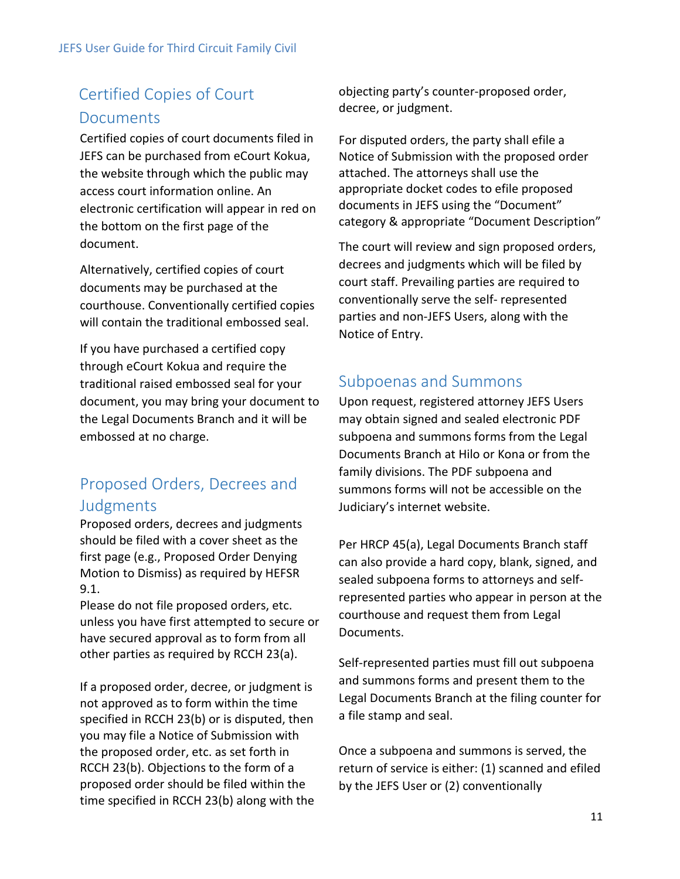## Certified Copies of Court Documents

Certified copies of court documents filed in JEFS can be purchased from eCourt Kokua, the website through which the public may access court information online. An electronic certification will appear in red on the bottom on the first page of the document.

Alternatively, certified copies of court documents may be purchased at the courthouse. Conventionally certified copies will contain the traditional embossed seal.

If you have purchased a certified copy through eCourt Kokua and require the traditional raised embossed seal for your document, you may bring your document to the Legal Documents Branch and it will be embossed at no charge.

## Proposed Orders, Decrees and Judgments

Proposed orders, decrees and judgments should be filed with a cover sheet as the first page (e.g., Proposed Order Denying Motion to Dismiss) as required by HEFSR 9.1.
Please do not file proposed orders, etc. unless you have first attempted to secure or have secured approval as to form from all other parties as required by RCCH 23(a).

If a proposed order, decree, or judgment is not approved as to form within the time specified in RCCH 23(b) or is disputed, then you may file a Notice of Submission with the proposed order, etc. as set forth in RCCH 23(b). Objections to the form of a proposed order should be filed within the time specified in RCCH 23(b) along with the objecting party's counter-proposed order, decree, or judgment.

For disputed orders, the party shall efile a Notice of Submission with the proposed order attached. The attorneys shall use the appropriate docket codes to efile proposed documents in JEFS using the "Document" category & appropriate "Document Description"

The court will review and sign proposed orders, decrees and judgments which will be filed by court staff. Prevailing parties are required to conventionally serve the self- represented parties and non-JEFS Users, along with the Notice of Entry.

## Subpoenas and Summons

Upon request, registered attorney JEFS Users may obtain signed and sealed electronic PDF subpoena and summons forms from the Legal Documents Branch at Hilo or Kona or from the family divisions. The PDF subpoena and summons forms will not be accessible on the Judiciary's internet website.

Per HRCP 45(a), Legal Documents Branch staff can also provide a hard copy, blank, signed, and sealed subpoena forms to attorneys and self-represented parties who appear in person at the courthouse and request them from Legal Documents.

Self-represented parties must fill out subpoena and summons forms and present them to the Legal Documents Branch at the filing counter for a file stamp and seal.

Once a subpoena and summons is served, the return of service is either: (1) scanned and efiled by the JEFS User or (2) conventionally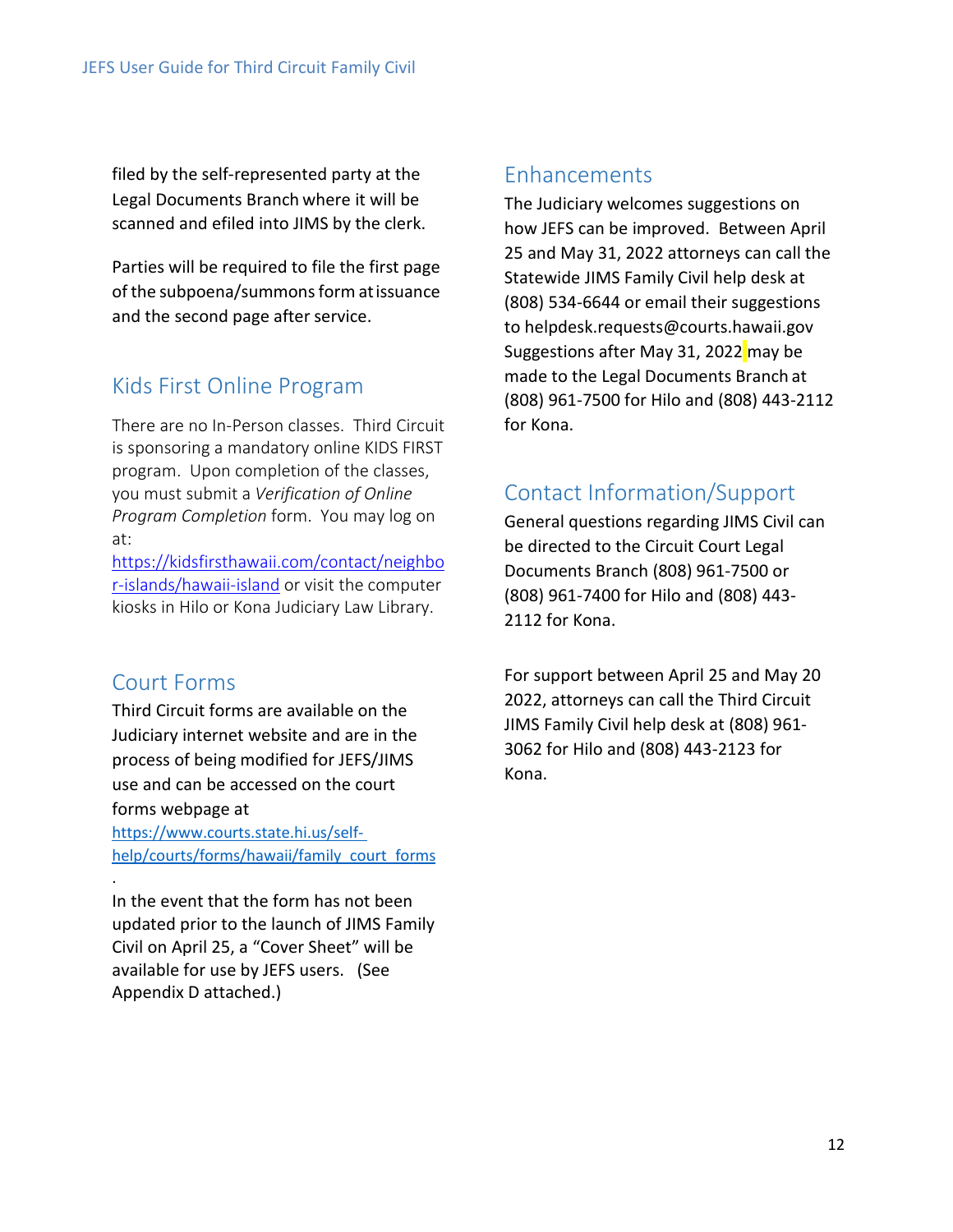filed by the self-represented party at the Legal Documents Branch where it will be scanned and efiled into JIMS by the clerk.

Parties will be required to file the first page of the subpoena/summons form at issuance and the second page after service.

## Kids First Online Program

There are no In-Person classes. Third Circuit is sponsoring a mandatory online KIDS FIRST program. Upon completion of the classes, you must submit a *Verification of Online Program Completion* form. You may log on at: https://kidsfirsthawaii.com/contact/neighbor-islands/hawaii-island or visit the computer kiosks in Hilo or Kona Judiciary Law Library.

## Court Forms

Third Circuit forms are available on the Judiciary internet website and are in the process of being modified for JEFS/JIMS use and can be accessed on the court forms webpage at https://www.courts.state.hi.us/self-help/courts/forms/hawaii/family_court_forms

.

In the event that the form has not been updated prior to the launch of JIMS Family Civil on April 25, a "Cover Sheet" will be available for use by JEFS users. (See Appendix D attached.)

## Enhancements

The Judiciary welcomes suggestions on how JEFS can be improved. Between April 25 and May 31, 2022 attorneys can call the Statewide JIMS Family Civil help desk at (808) 534-6644 or email their suggestions to helpdesk.requests@courts.hawaii.gov Suggestions after May 31, 2022 may be made to the Legal Documents Branch at (808) 961-7500 for Hilo and (808) 443-2112 for Kona.

## Contact Information/Support

General questions regarding JIMS Civil can be directed to the Circuit Court Legal Documents Branch (808) 961-7500 or (808) 961-7400 for Hilo and (808) 443-2112 for Kona.

For support between April 25 and May 20 2022, attorneys can call the Third Circuit JIMS Family Civil help desk at (808) 961-3062 for Hilo and (808) 443-2123 for Kona.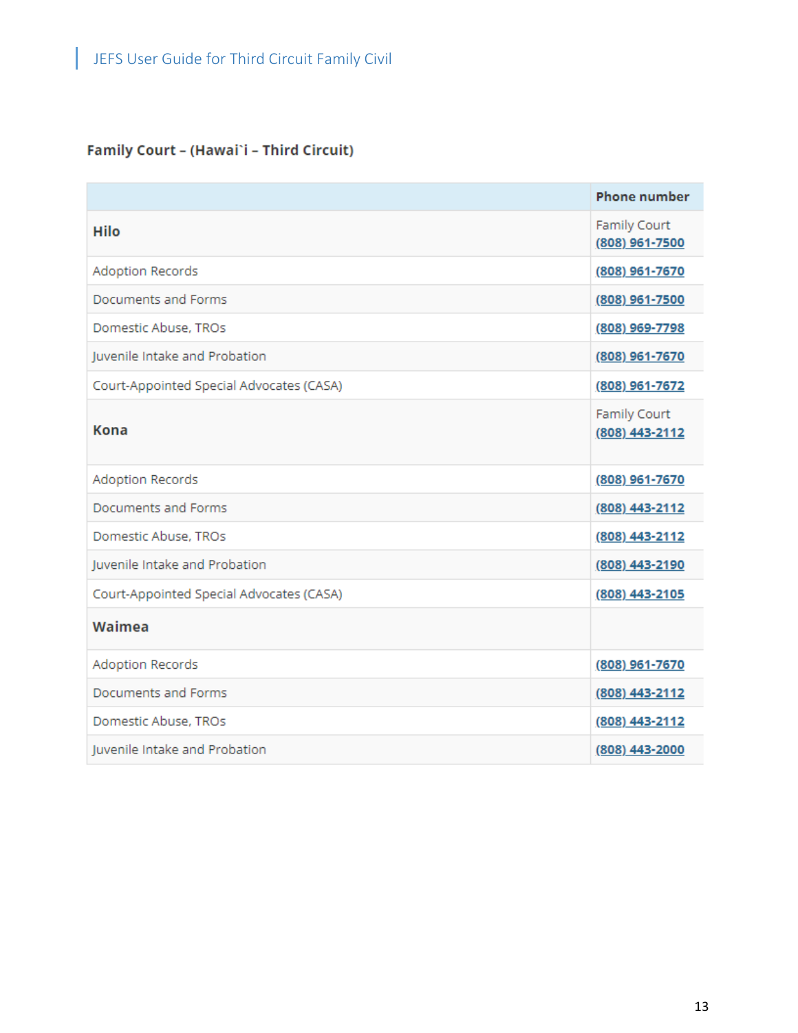**Family Court – (Hawai`i – Third Circuit)**

| | Phone number |
|---|---|
| **Hilo** | Family Court (808) 961-7500 |
| Adoption Records | (808) 961-7670 |
| Documents and Forms | (808) 961-7500 |
| Domestic Abuse, TROs | (808) 969-7798 |
| Juvenile Intake and Probation | (808) 961-7670 |
| Court-Appointed Special Advocates (CASA) | (808) 961-7672 |
| **Kona** | Family Court (808) 443-2112 |
| Adoption Records | (808) 961-7670 |
| Documents and Forms | (808) 443-2112 |
| Domestic Abuse, TROs | (808) 443-2112 |
| Juvenile Intake and Probation | (808) 443-2190 |
| Court-Appointed Special Advocates (CASA) | (808) 443-2105 |
| **Waimea** | |
| Adoption Records | (808) 961-7670 |
| Documents and Forms | (808) 443-2112 |
| Domestic Abuse, TROs | (808) 443-2112 |
| Juvenile Intake and Probation | (808) 443-2000 |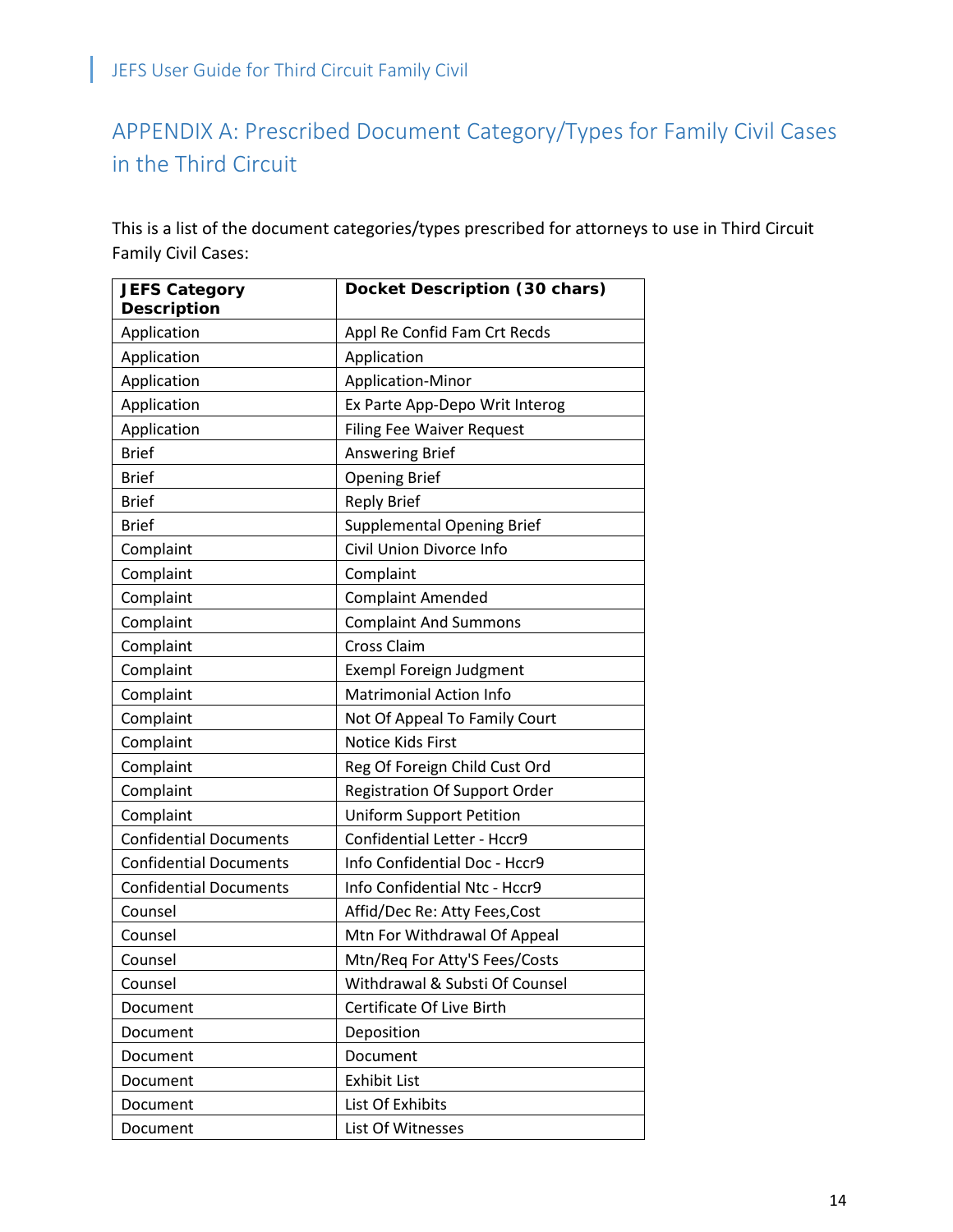# APPENDIX A: Prescribed Document Category/Types for Family Civil Cases in the Third Circuit

This is a list of the document categories/types prescribed for attorneys to use in Third Circuit Family Civil Cases:

| JEFS Category Description | Docket Description (30 chars) |
|---|---|
| Application | Appl Re Confid Fam Crt Recds |
| Application | Application |
| Application | Application-Minor |
| Application | Ex Parte App-Depo Writ Interog |
| Application | Filing Fee Waiver Request |
| Brief | Answering Brief |
| Brief | Opening Brief |
| Brief | Reply Brief |
| Brief | Supplemental Opening Brief |
| Complaint | Civil Union Divorce Info |
| Complaint | Complaint |
| Complaint | Complaint Amended |
| Complaint | Complaint And Summons |
| Complaint | Cross Claim |
| Complaint | Exempl Foreign Judgment |
| Complaint | Matrimonial Action Info |
| Complaint | Not Of Appeal To Family Court |
| Complaint | Notice Kids First |
| Complaint | Reg Of Foreign Child Cust Ord |
| Complaint | Registration Of Support Order |
| Complaint | Uniform Support Petition |
| Confidential Documents | Confidential Letter - Hccr9 |
| Confidential Documents | Info Confidential Doc - Hccr9 |
| Confidential Documents | Info Confidential Ntc - Hccr9 |
| Counsel | Affid/Dec Re: Atty Fees,Cost |
| Counsel | Mtn For Withdrawal Of Appeal |
| Counsel | Mtn/Req For Atty'S Fees/Costs |
| Counsel | Withdrawal & Substi Of Counsel |
| Document | Certificate Of Live Birth |
| Document | Deposition |
| Document | Document |
| Document | Exhibit List |
| Document | List Of Exhibits |
| Document | List Of Witnesses |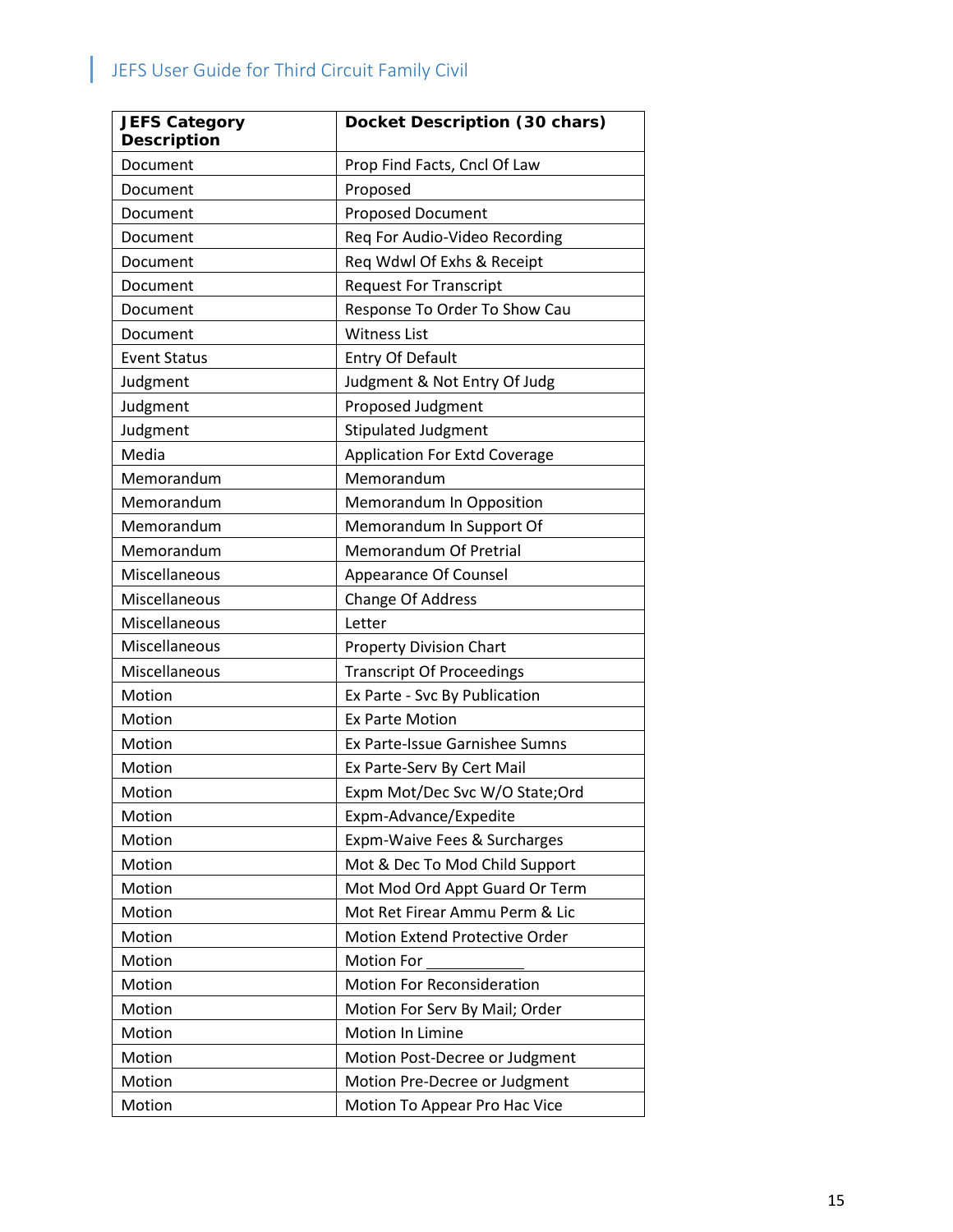| JEFS Category Description | Docket Description (30 chars) |
|---|---|
| Document | Prop Find Facts, Cncl Of Law |
| Document | Proposed |
| Document | Proposed Document |
| Document | Req For Audio-Video Recording |
| Document | Req Wdwl Of Exhs & Receipt |
| Document | Request For Transcript |
| Document | Response To Order To Show Cau |
| Document | Witness List |
| Event Status | Entry Of Default |
| Judgment | Judgment & Not Entry Of Judg |
| Judgment | Proposed Judgment |
| Judgment | Stipulated Judgment |
| Media | Application For Extd Coverage |
| Memorandum | Memorandum |
| Memorandum | Memorandum In Opposition |
| Memorandum | Memorandum In Support Of |
| Memorandum | Memorandum Of Pretrial |
| Miscellaneous | Appearance Of Counsel |
| Miscellaneous | Change Of Address |
| Miscellaneous | Letter |
| Miscellaneous | Property Division Chart |
| Miscellaneous | Transcript Of Proceedings |
| Motion | Ex Parte - Svc By Publication |
| Motion | Ex Parte Motion |
| Motion | Ex Parte-Issue Garnishee Sumns |
| Motion | Ex Parte-Serv By Cert Mail |
| Motion | Expm Mot/Dec Svc W/O State;Ord |
| Motion | Expm-Advance/Expedite |
| Motion | Expm-Waive Fees & Surcharges |
| Motion | Mot & Dec To Mod Child Support |
| Motion | Mot Mod Ord Appt Guard Or Term |
| Motion | Mot Ret Firear Ammu Perm & Lic |
| Motion | Motion Extend Protective Order |
| Motion | Motion For ____________ |
| Motion | Motion For Reconsideration |
| Motion | Motion For Serv By Mail; Order |
| Motion | Motion In Limine |
| Motion | Motion Post-Decree or Judgment |
| Motion | Motion Pre-Decree or Judgment |
| Motion | Motion To Appear Pro Hac Vice |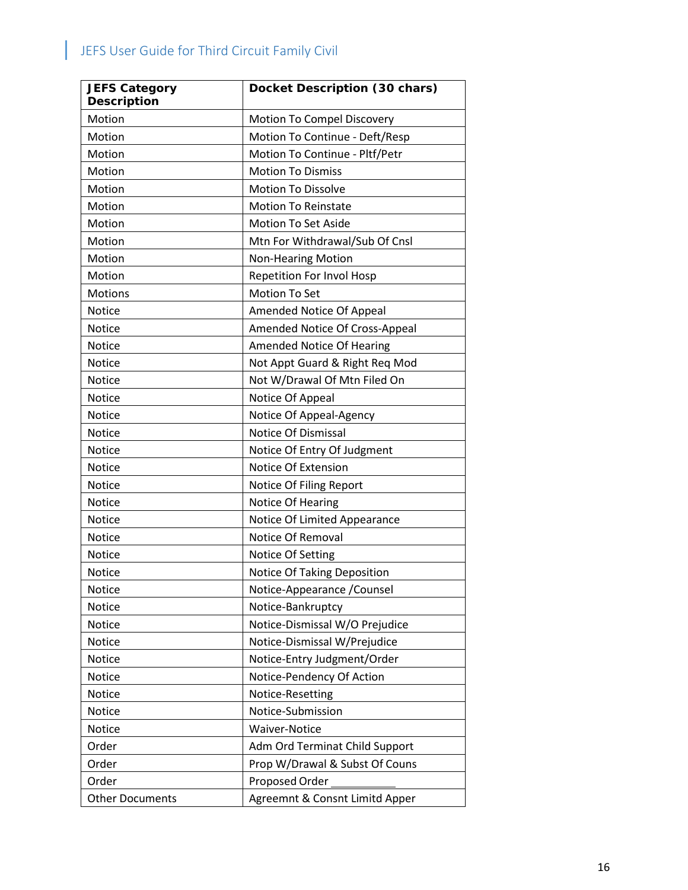| JEFS Category Description | Docket Description (30 chars) |
|---|---|
| Motion | Motion To Compel Discovery |
| Motion | Motion To Continue - Deft/Resp |
| Motion | Motion To Continue - Pltf/Petr |
| Motion | Motion To Dismiss |
| Motion | Motion To Dissolve |
| Motion | Motion To Reinstate |
| Motion | Motion To Set Aside |
| Motion | Mtn For Withdrawal/Sub Of Cnsl |
| Motion | Non-Hearing Motion |
| Motion | Repetition For Invol Hosp |
| Motions | Motion To Set |
| Notice | Amended Notice Of Appeal |
| Notice | Amended Notice Of Cross-Appeal |
| Notice | Amended Notice Of Hearing |
| Notice | Not Appt Guard & Right Req Mod |
| Notice | Not W/Drawal Of Mtn Filed On |
| Notice | Notice Of Appeal |
| Notice | Notice Of Appeal-Agency |
| Notice | Notice Of Dismissal |
| Notice | Notice Of Entry Of Judgment |
| Notice | Notice Of Extension |
| Notice | Notice Of Filing Report |
| Notice | Notice Of Hearing |
| Notice | Notice Of Limited Appearance |
| Notice | Notice Of Removal |
| Notice | Notice Of Setting |
| Notice | Notice Of Taking Deposition |
| Notice | Notice-Appearance /Counsel |
| Notice | Notice-Bankruptcy |
| Notice | Notice-Dismissal W/O Prejudice |
| Notice | Notice-Dismissal W/Prejudice |
| Notice | Notice-Entry Judgment/Order |
| Notice | Notice-Pendency Of Action |
| Notice | Notice-Resetting |
| Notice | Notice-Submission |
| Notice | Waiver-Notice |
| Order | Adm Ord Terminat Child Support |
| Order | Prop W/Drawal & Subst Of Couns |
| Order | Proposed Order ___________ |
| Other Documents | Agreemnt & Consnt Limitd Apper |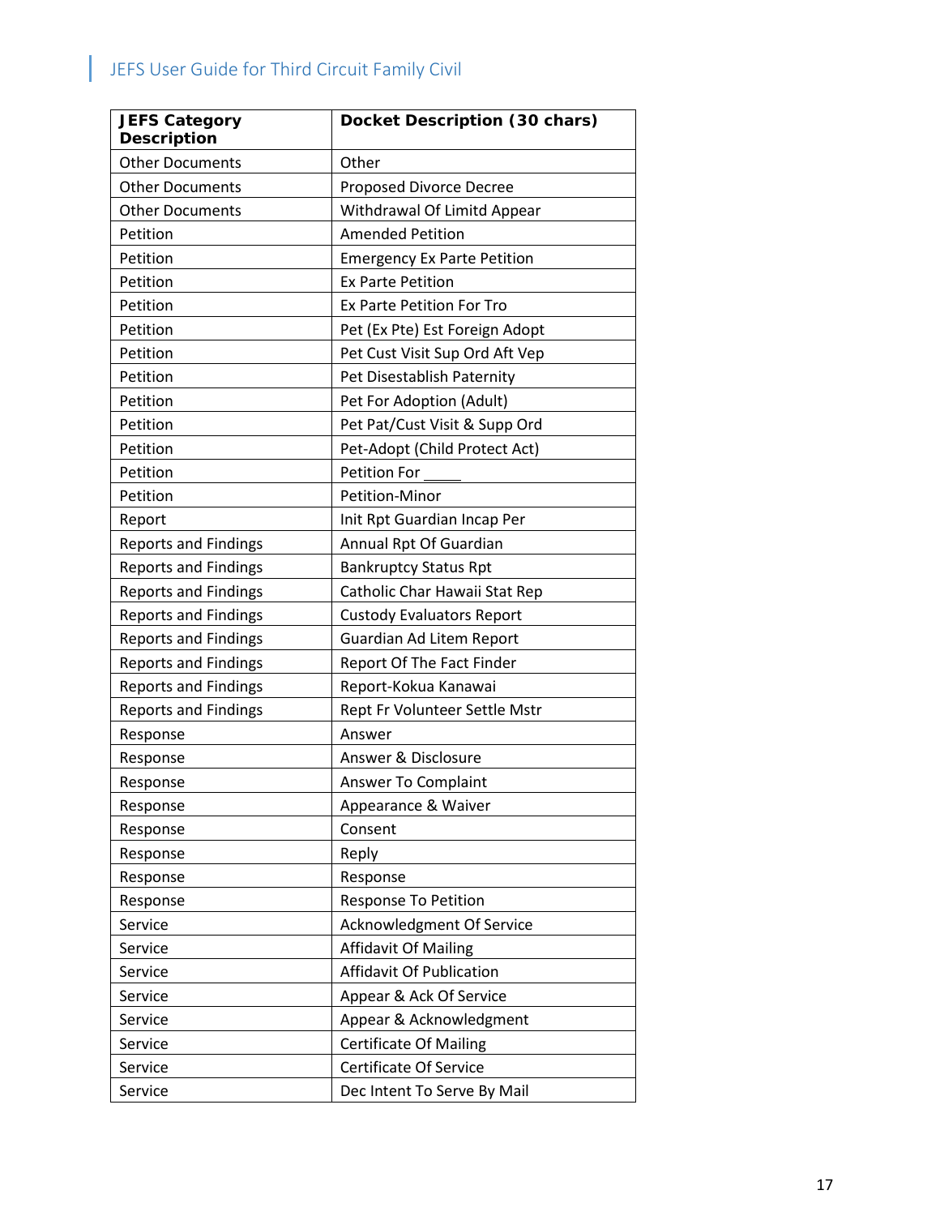| JEFS Category Description | Docket Description (30 chars) |
| --- | --- |
| Other Documents | Other |
| Other Documents | Proposed Divorce Decree |
| Other Documents | Withdrawal Of Limitd Appear |
| Petition | Amended Petition |
| Petition | Emergency Ex Parte Petition |
| Petition | Ex Parte Petition |
| Petition | Ex Parte Petition For Tro |
| Petition | Pet (Ex Pte) Est Foreign Adopt |
| Petition | Pet Cust Visit Sup Ord Aft Vep |
| Petition | Pet Disestablish Paternity |
| Petition | Pet For Adoption (Adult) |
| Petition | Pet Pat/Cust Visit & Supp Ord |
| Petition | Pet-Adopt (Child Protect Act) |
| Petition | Petition For ____ |
| Petition | Petition-Minor |
| Report | Init Rpt Guardian Incap Per |
| Reports and Findings | Annual Rpt Of Guardian |
| Reports and Findings | Bankruptcy Status Rpt |
| Reports and Findings | Catholic Char Hawaii Stat Rep |
| Reports and Findings | Custody Evaluators Report |
| Reports and Findings | Guardian Ad Litem Report |
| Reports and Findings | Report Of The Fact Finder |
| Reports and Findings | Report-Kokua Kanawai |
| Reports and Findings | Rept Fr Volunteer Settle Mstr |
| Response | Answer |
| Response | Answer & Disclosure |
| Response | Answer To Complaint |
| Response | Appearance & Waiver |
| Response | Consent |
| Response | Reply |
| Response | Response |
| Response | Response To Petition |
| Service | Acknowledgment Of Service |
| Service | Affidavit Of Mailing |
| Service | Affidavit Of Publication |
| Service | Appear & Ack Of Service |
| Service | Appear & Acknowledgment |
| Service | Certificate Of Mailing |
| Service | Certificate Of Service |
| Service | Dec Intent To Serve By Mail |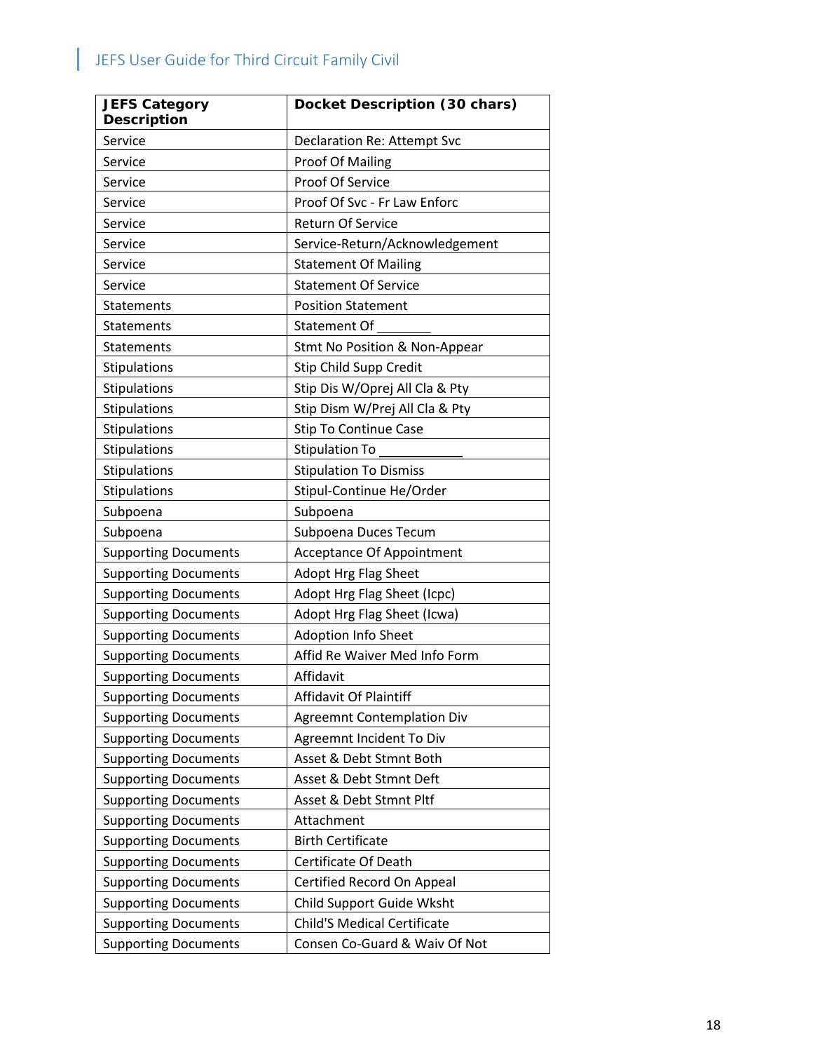| JEFS Category Description | Docket Description (30 chars) |
|---|---|
| Service | Declaration Re: Attempt Svc |
| Service | Proof Of Mailing |
| Service | Proof Of Service |
| Service | Proof Of Svc - Fr Law Enforc |
| Service | Return Of Service |
| Service | Service-Return/Acknowledgement |
| Service | Statement Of Mailing |
| Service | Statement Of Service |
| Statements | Position Statement |
| Statements | Statement Of ________ |
| Statements | Stmt No Position & Non-Appear |
| Stipulations | Stip Child Supp Credit |
| Stipulations | Stip Dis W/Oprej All Cla & Pty |
| Stipulations | Stip Dism W/Prej All Cla & Pty |
| Stipulations | Stip To Continue Case |
| Stipulations | Stipulation To ____________ |
| Stipulations | Stipulation To Dismiss |
| Stipulations | Stipul-Continue He/Order |
| Subpoena | Subpoena |
| Subpoena | Subpoena Duces Tecum |
| Supporting Documents | Acceptance Of Appointment |
| Supporting Documents | Adopt Hrg Flag Sheet |
| Supporting Documents | Adopt Hrg Flag Sheet (Icpc) |
| Supporting Documents | Adopt Hrg Flag Sheet (Icwa) |
| Supporting Documents | Adoption Info Sheet |
| Supporting Documents | Affid Re Waiver Med Info Form |
| Supporting Documents | Affidavit |
| Supporting Documents | Affidavit Of Plaintiff |
| Supporting Documents | Agreemnt Contemplation Div |
| Supporting Documents | Agreemnt Incident To Div |
| Supporting Documents | Asset & Debt Stmnt Both |
| Supporting Documents | Asset & Debt Stmnt Deft |
| Supporting Documents | Asset & Debt Stmnt Pltf |
| Supporting Documents | Attachment |
| Supporting Documents | Birth Certificate |
| Supporting Documents | Certificate Of Death |
| Supporting Documents | Certified Record On Appeal |
| Supporting Documents | Child Support Guide Wksht |
| Supporting Documents | Child'S Medical Certificate |
| Supporting Documents | Consen Co-Guard & Waiv Of Not |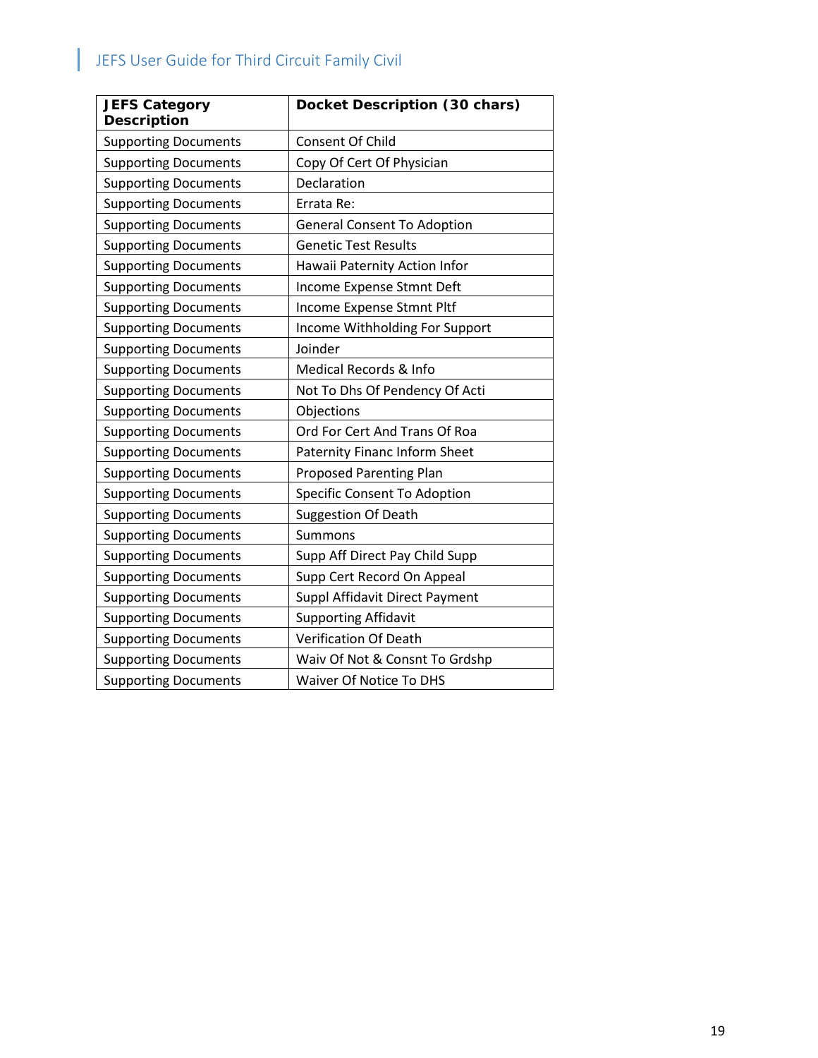| JEFS Category Description | Docket Description (30 chars) |
|---|---|
| Supporting Documents | Consent Of Child |
| Supporting Documents | Copy Of Cert Of Physician |
| Supporting Documents | Declaration |
| Supporting Documents | Errata Re: |
| Supporting Documents | General Consent To Adoption |
| Supporting Documents | Genetic Test Results |
| Supporting Documents | Hawaii Paternity Action Infor |
| Supporting Documents | Income Expense Stmnt Deft |
| Supporting Documents | Income Expense Stmnt Pltf |
| Supporting Documents | Income Withholding For Support |
| Supporting Documents | Joinder |
| Supporting Documents | Medical Records & Info |
| Supporting Documents | Not To Dhs Of Pendency Of Acti |
| Supporting Documents | Objections |
| Supporting Documents | Ord For Cert And Trans Of Roa |
| Supporting Documents | Paternity Financ Inform Sheet |
| Supporting Documents | Proposed Parenting Plan |
| Supporting Documents | Specific Consent To Adoption |
| Supporting Documents | Suggestion Of Death |
| Supporting Documents | Summons |
| Supporting Documents | Supp Aff Direct Pay Child Supp |
| Supporting Documents | Supp Cert Record On Appeal |
| Supporting Documents | Suppl Affidavit Direct Payment |
| Supporting Documents | Supporting Affidavit |
| Supporting Documents | Verification Of Death |
| Supporting Documents | Waiv Of Not & Consnt To Grdshp |
| Supporting Documents | Waiver Of Notice To DHS |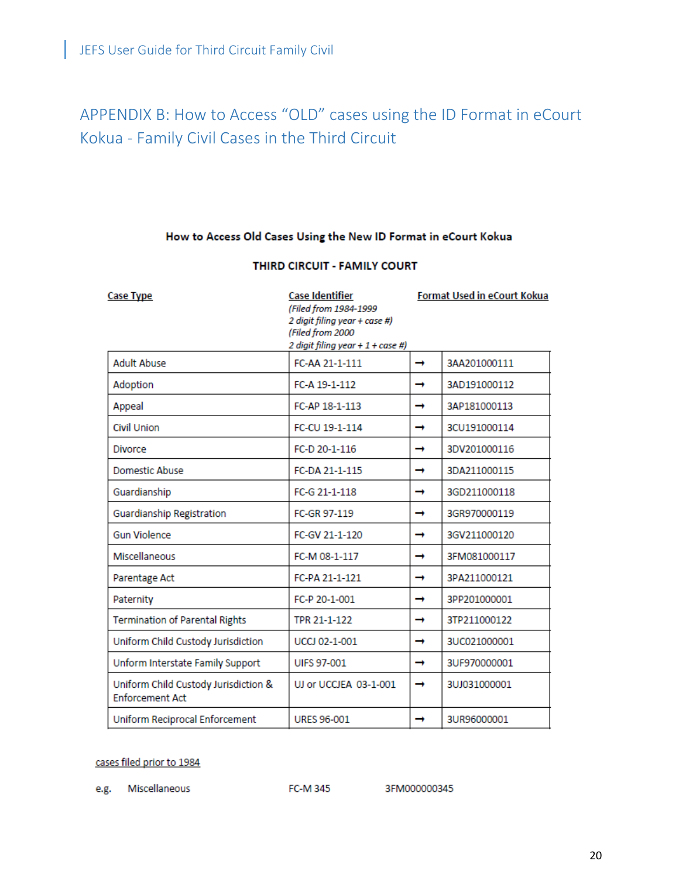## APPENDIX B: How to Access "OLD" cases using the ID Format in eCourt Kokua - Family Civil Cases in the Third Circuit

**How to Access Old Cases Using the New ID Format in eCourt Kokua**

**THIRD CIRCUIT - FAMILY COURT**

| Case Type | Case Identifier *(Filed from 1984-1999 2 digit filing year + case #) (Filed from 2000 2 digit filing year + 1 + case #)* | | Format Used in eCourt Kokua |
|---|---|---|---|
| Adult Abuse | FC-AA 21-1-111 | → | 3AA201000111 |
| Adoption | FC-A 19-1-112 | → | 3AD191000112 |
| Appeal | FC-AP 18-1-113 | → | 3AP181000113 |
| Civil Union | FC-CU 19-1-114 | → | 3CU191000114 |
| Divorce | FC-D 20-1-116 | → | 3DV201000116 |
| Domestic Abuse | FC-DA 21-1-115 | → | 3DA211000115 |
| Guardianship | FC-G 21-1-118 | → | 3GD211000118 |
| Guardianship Registration | FC-GR 97-119 | → | 3GR970000119 |
| Gun Violence | FC-GV 21-1-120 | → | 3GV211000120 |
| Miscellaneous | FC-M 08-1-117 | → | 3FM081000117 |
| Parentage Act | FC-PA 21-1-121 | → | 3PA211000121 |
| Paternity | FC-P 20-1-001 | → | 3PP201000001 |
| Termination of Parental Rights | TPR 21-1-122 | → | 3TP211000122 |
| Uniform Child Custody Jurisdiction | UCCJ 02-1-001 | → | 3UC021000001 |
| Unform Interstate Family Support | UIFS 97-001 | → | 3UF970000001 |
| Uniform Child Custody Jurisdiction & Enforcement Act | UJ or UCCJEA 03-1-001 | → | 3UJ031000001 |
| Uniform Reciprocal Enforcement | URES 96-001 | → | 3UR96000001 |

cases filed prior to 1984

e.g. Miscellaneous FC-M 345 3FM000000345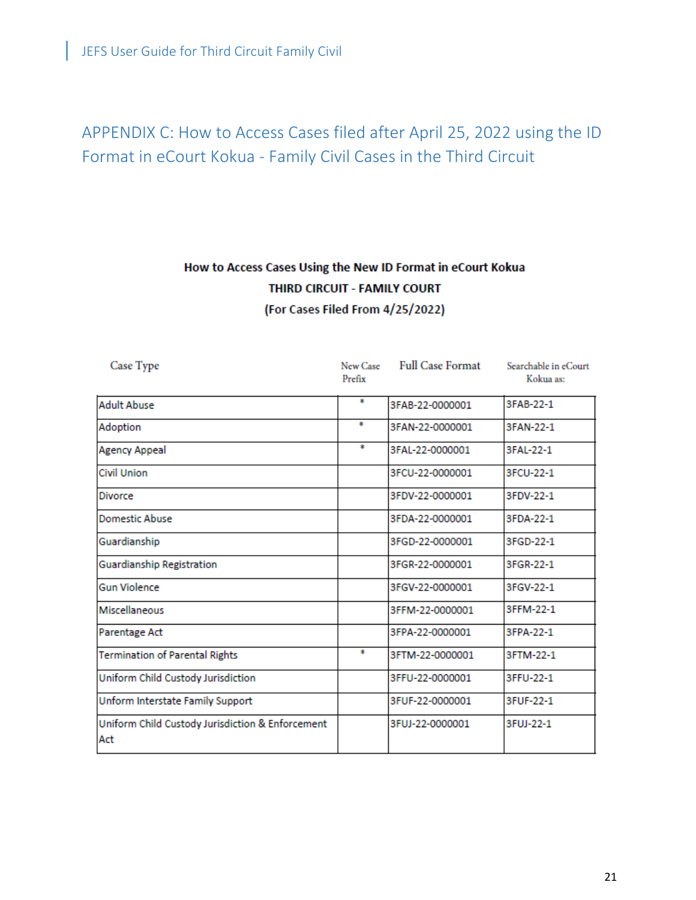# APPENDIX C: How to Access Cases filed after April 25, 2022 using the ID Format in eCourt Kokua - Family Civil Cases in the Third Circuit

**How to Access Cases Using the New ID Format in eCourt Kokua**
**THIRD CIRCUIT - FAMILY COURT**
**(For Cases Filed From 4/25/2022)**

| Case Type | New Case Prefix | Full Case Format | Searchable in eCourt Kokua as: |
|---|---|---|---|
| Adult Abuse | * | 3FAB-22-0000001 | 3FAB-22-1 |
| Adoption | * | 3FAN-22-0000001 | 3FAN-22-1 |
| Agency Appeal | * | 3FAL-22-0000001 | 3FAL-22-1 |
| Civil Union | | 3FCU-22-0000001 | 3FCU-22-1 |
| Divorce | | 3FDV-22-0000001 | 3FDV-22-1 |
| Domestic Abuse | | 3FDA-22-0000001 | 3FDA-22-1 |
| Guardianship | | 3FGD-22-0000001 | 3FGD-22-1 |
| Guardianship Registration | | 3FGR-22-0000001 | 3FGR-22-1 |
| Gun Violence | | 3FGV-22-0000001 | 3FGV-22-1 |
| Miscellaneous | | 3FFM-22-0000001 | 3FFM-22-1 |
| Parentage Act | | 3FPA-22-0000001 | 3FPA-22-1 |
| Termination of Parental Rights | * | 3FTM-22-0000001 | 3FTM-22-1 |
| Uniform Child Custody Jurisdiction | | 3FFU-22-0000001 | 3FFU-22-1 |
| Unform Interstate Family Support | | 3FUF-22-0000001 | 3FUF-22-1 |
| Uniform Child Custody Jurisdiction & Enforcement Act | | 3FUJ-22-0000001 | 3FUJ-22-1 |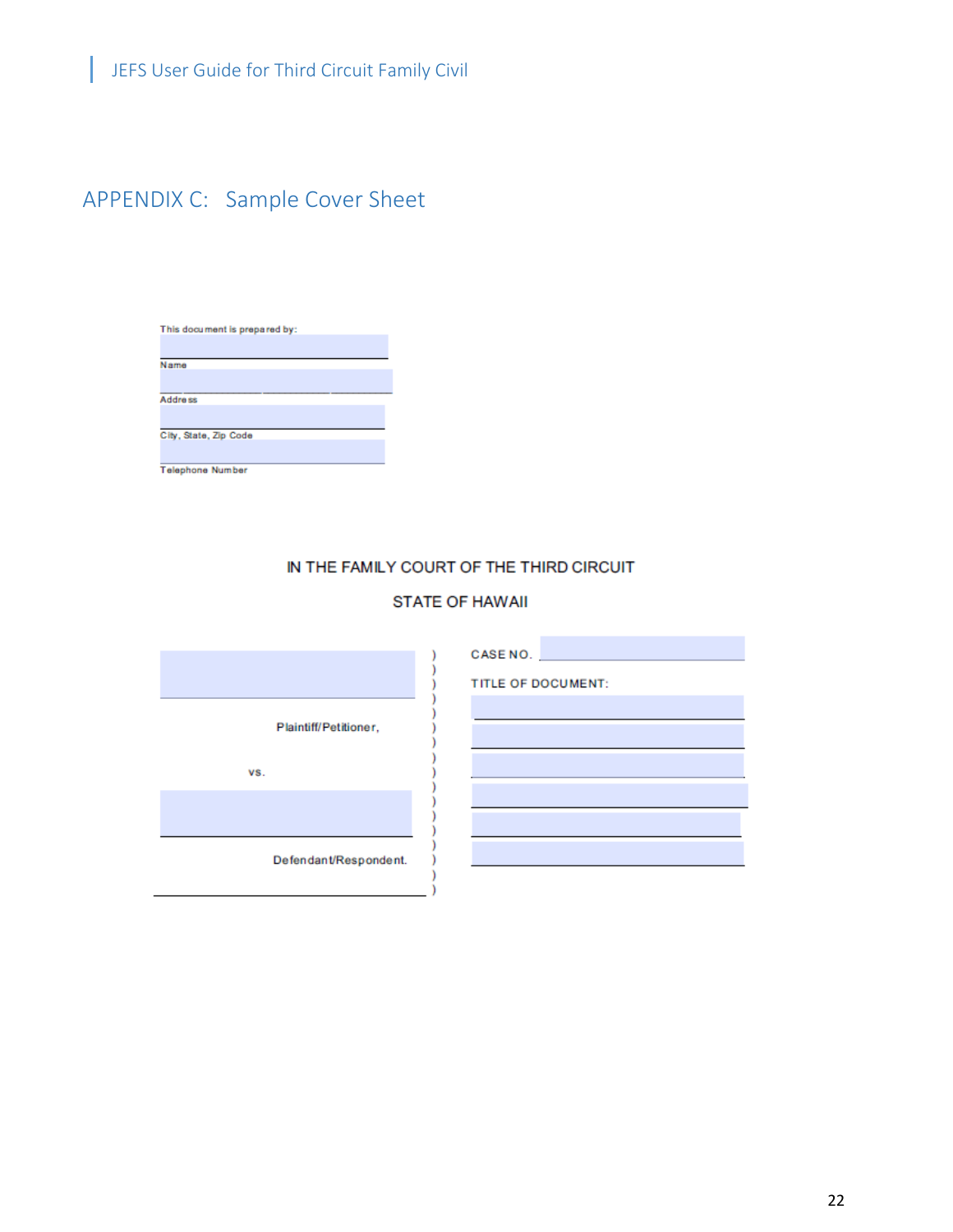# APPENDIX C: Sample Cover Sheet

This document is prepared by:

Name

Address

City, State, Zip Code

Telephone Number

IN THE FAMILY COURT OF THE THIRD CIRCUIT

STATE OF HAWAII

| | | |
|---|---|---|
| | ) | CASE NO. |
| | ) | TITLE OF DOCUMENT: |
| Plaintiff/Petitioner, | ) | |
| vs. | ) | |
| | ) | |
| Defendant/Respondent. | ) | |